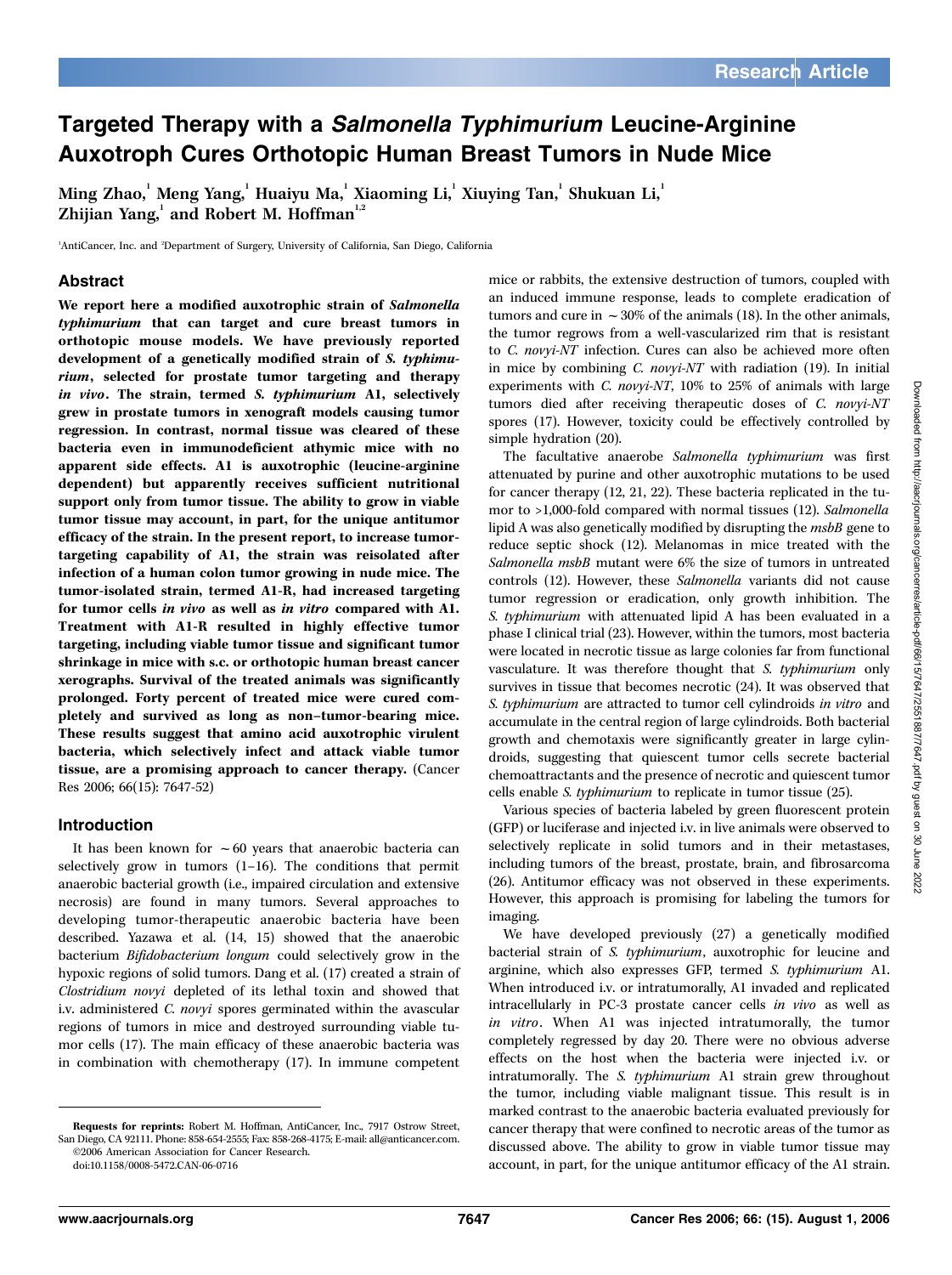# Targeted Therapy with a *Salmonella Typhimurium* Leucine-Arginine Auxotroph Cures Orthotopic Human Breast Tumors in Nude Mice

Ming Zhao,[1] Meng Yang,[1] Huaiyu Ma,[1] Xiaoming Li,[1] Xiuying Tan,[1] Shukuan Li,[1] Zhijian Yang,[1] and Robert M. Hoffman[1,2]

[1]AntiCancer, Inc. and [2]Department of Surgery, University of California, San Diego, California

## Abstract

**We report here a modified auxotrophic strain of *Salmonella typhimurium* that can target and cure breast tumors in orthotopic mouse models. We have previously reported development of a genetically modified strain of *S. typhimurium*, selected for prostate tumor targeting and therapy *in vivo*. The strain, termed *S. typhimurium* A1, selectively grew in prostate tumors in xenograft models causing tumor regression. In contrast, normal tissue was cleared of these bacteria even in immunodeficient athymic mice with no apparent side effects. A1 is auxotrophic (leucine-arginine dependent) but apparently receives sufficient nutritional support only from tumor tissue. The ability to grow in viable tumor tissue may account, in part, for the unique antitumor efficacy of the strain. In the present report, to increase tumor-targeting capability of A1, the strain was reisolated after infection of a human colon tumor growing in nude mice. The tumor-isolated strain, termed A1-R, had increased targeting for tumor cells *in vivo* as well as *in vitro* compared with A1. Treatment with A1-R resulted in highly effective tumor targeting, including viable tumor tissue and significant tumor shrinkage in mice with s.c. or orthotopic human breast cancer xerographs. Survival of the treated animals was significantly prolonged. Forty percent of treated mice were cured completely and survived as long as non–tumor-bearing mice. These results suggest that amino acid auxotrophic virulent bacteria, which selectively infect and attack viable tumor tissue, are a promising approach to cancer therapy.** (Cancer Res 2006; 66(15): 7647-52)

## Introduction

It has been known for ~60 years that anaerobic bacteria can selectively grow in tumors (1–16). The conditions that permit anaerobic bacterial growth (i.e., impaired circulation and extensive necrosis) are found in many tumors. Several approaches to developing tumor-therapeutic anaerobic bacteria have been described. Yazawa et al. (14, 15) showed that the anaerobic bacterium *Bifidobacterium longum* could selectively grow in the hypoxic regions of solid tumors. Dang et al. (17) created a strain of *Clostridium novyi* depleted of its lethal toxin and showed that i.v. administered *C. novyi* spores germinated within the avascular regions of tumors in mice and destroyed surrounding viable tumor cells (17). The main efficacy of these anaerobic bacteria was in combination with chemotherapy (17). In immune competent mice or rabbits, the extensive destruction of tumors, coupled with an induced immune response, leads to complete eradication of tumors and cure in ~30% of the animals (18). In the other animals, the tumor regrows from a well-vascularized rim that is resistant to *C. novyi-NT* infection. Cures can also be achieved more often in mice by combining *C. novyi-NT* with radiation (19). In initial experiments with *C. novyi-NT*, 10% to 25% of animals with large tumors died after receiving therapeutic doses of *C. novyi-NT* spores (17). However, toxicity could be effectively controlled by simple hydration (20).

The facultative anaerobe *Salmonella typhimurium* was first attenuated by purine and other auxotrophic mutations to be used for cancer therapy (12, 21, 22). These bacteria replicated in the tumor to >1,000-fold compared with normal tissues (12). *Salmonella* lipid A was also genetically modified by disrupting the *msbB* gene to reduce septic shock (12). Melanomas in mice treated with the *Salmonella msbB* mutant were 6% the size of tumors in untreated controls (12). However, these *Salmonella* variants did not cause tumor regression or eradication, only growth inhibition. The *S. typhimurium* with attenuated lipid A has been evaluated in a phase I clinical trial (23). However, within the tumors, most bacteria were located in necrotic tissue as large colonies far from functional vasculature. It was therefore thought that *S. typhimurium* only survives in tissue that becomes necrotic (24). It was observed that *S. typhimurium* are attracted to tumor cell cylindroids *in vitro* and accumulate in the central region of large cylindroids. Both bacterial growth and chemotaxis were significantly greater in large cylindroids, suggesting that quiescent tumor cells secrete bacterial chemoattractants and the presence of necrotic and quiescent tumor cells enable *S. typhimurium* to replicate in tumor tissue (25).

Various species of bacteria labeled by green fluorescent protein (GFP) or luciferase and injected i.v. in live animals were observed to selectively replicate in solid tumors and in their metastases, including tumors of the breast, prostate, brain, and fibrosarcoma (26). Antitumor efficacy was not observed in these experiments. However, this approach is promising for labeling the tumors for imaging.

We have developed previously (27) a genetically modified bacterial strain of *S. typhimurium*, auxotrophic for leucine and arginine, which also expresses GFP, termed *S. typhimurium* A1. When introduced i.v. or intratumorally, A1 invaded and replicated intracellularly in PC-3 prostate cancer cells *in vivo* as well as *in vitro*. When A1 was injected intratumorally, the tumor completely regressed by day 20. There were no obvious adverse effects on the host when the bacteria were injected i.v. or intratumorally. The *S. typhimurium* A1 strain grew throughout the tumor, including viable malignant tissue. This result is in marked contrast to the anaerobic bacteria evaluated previously for cancer therapy that were confined to necrotic areas of the tumor as discussed above. The ability to grow in viable tumor tissue may account, in part, for the unique antitumor efficacy of the A1 strain.

**Requests for reprints:** Robert M. Hoffman, AntiCancer, Inc., 7917 Ostrow Street, San Diego, CA 92111. Phone: 858-654-2555; Fax: 858-268-4175; E-mail: all@anticancer.com.
©2006 American Association for Cancer Research.
doi:10.1158/0008-5472.CAN-06-0716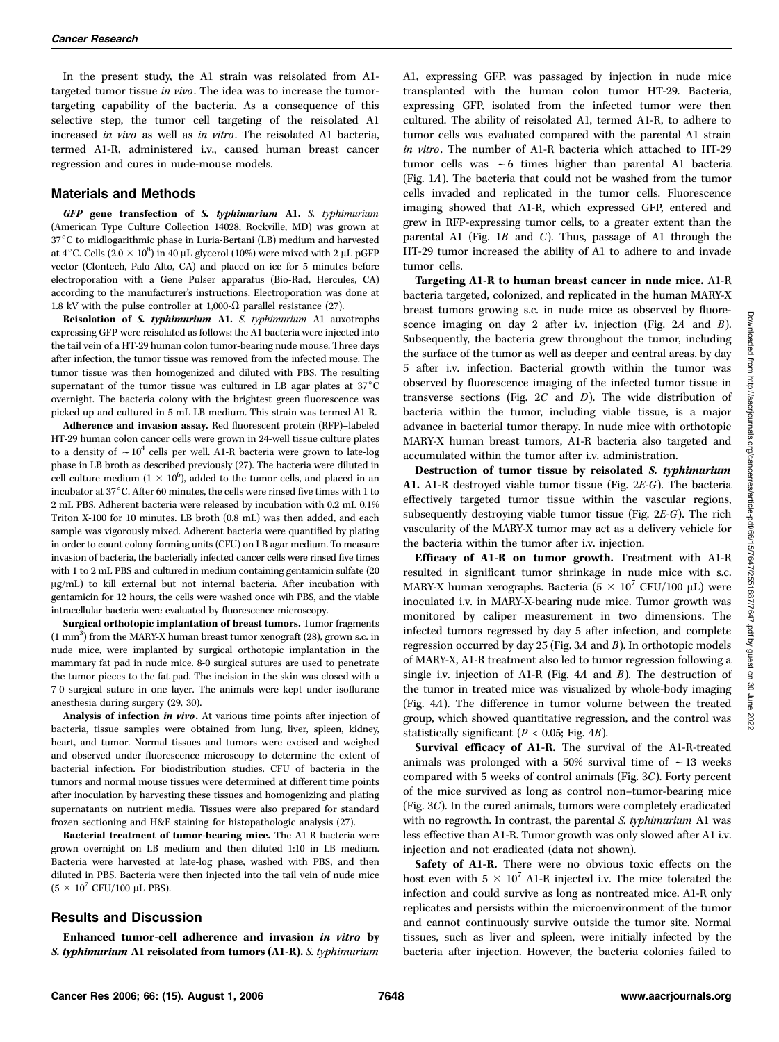In the present study, the A1 strain was reisolated from A1-targeted tumor tissue *in vivo*. The idea was to increase the tumor-targeting capability of the bacteria. As a consequence of this selective step, the tumor cell targeting of the reisolated A1 increased *in vivo* as well as *in vitro*. The reisolated A1 bacteria, termed A1-R, administered i.v., caused human breast cancer regression and cures in nude-mouse models.

## Materials and Methods

***GFP* gene transfection of *S. typhimurium* A1.** *S. typhimurium* (American Type Culture Collection 14028, Rockville, MD) was grown at 37°C to midlogarithmic phase in Luria-Bertani (LB) medium and harvested at 4°C. Cells ($2.0 \times 10^8$) in 40 μL glycerol (10%) were mixed with 2 μL pGFP vector (Clontech, Palo Alto, CA) and placed on ice for 5 minutes before electroporation with a Gene Pulser apparatus (Bio-Rad, Hercules, CA) according to the manufacturer's instructions. Electroporation was done at 1.8 kV with the pulse controller at 1,000-Ω parallel resistance (27).

**Reisolation of *S. typhimurium* A1.** *S. typhimurium* A1 auxotrophs expressing GFP were reisolated as follows: the A1 bacteria were injected into the tail vein of a HT-29 human colon tumor-bearing nude mouse. Three days after infection, the tumor tissue was removed from the infected mouse. The tumor tissue was then homogenized and diluted with PBS. The resulting supernatant of the tumor tissue was cultured in LB agar plates at 37°C overnight. The bacteria colony with the brightest green fluorescence was picked up and cultured in 5 mL LB medium. This strain was termed A1-R.

**Adherence and invasion assay.** Red fluorescent protein (RFP)–labeled HT-29 human colon cancer cells were grown in 24-well tissue culture plates to a density of $\sim 10^4$ cells per well. A1-R bacteria were grown to late-log phase in LB broth as described previously (27). The bacteria were diluted in cell culture medium ($1 \times 10^6$), added to the tumor cells, and placed in an incubator at 37°C. After 60 minutes, the cells were rinsed five times with 1 to 2 mL PBS. Adherent bacteria were released by incubation with 0.2 mL 0.1% Triton X-100 for 10 minutes. LB broth (0.8 mL) was then added, and each sample was vigorously mixed. Adherent bacteria were quantified by plating in order to count colony-forming units (CFU) on LB agar medium. To measure invasion of bacteria, the bacterially infected cancer cells were rinsed five times with 1 to 2 mL PBS and cultured in medium containing gentamicin sulfate (20 μg/mL) to kill external but not internal bacteria. After incubation with gentamicin for 12 hours, the cells were washed once wih PBS, and the viable intracellular bacteria were evaluated by fluorescence microscopy.

**Surgical orthotopic implantation of breast tumors.** Tumor fragments (1 $mm^3$) from the MARY-X human breast tumor xenograft (28), grown s.c. in nude mice, were implanted by surgical orthotopic implantation in the mammary fat pad in nude mice. 8-0 surgical sutures are used to penetrate the tumor pieces to the fat pad. The incision in the skin was closed with a 7-0 surgical suture in one layer. The animals were kept under isoflurane anesthesia during surgery (29, 30).

**Analysis of infection *in vivo*.** At various time points after injection of bacteria, tissue samples were obtained from lung, liver, spleen, kidney, heart, and tumor. Normal tissues and tumors were excised and weighed and observed under fluorescence microscopy to determine the extent of bacterial infection. For biodistribution studies, CFU of bacteria in the tumors and normal mouse tissues were determined at different time points after inoculation by harvesting these tissues and homogenizing and plating supernatants on nutrient media. Tissues were also prepared for standard frozen sectioning and H&E staining for histopathologic analysis (27).

**Bacterial treatment of tumor-bearing mice.** The A1-R bacteria were grown overnight on LB medium and then diluted 1:10 in LB medium. Bacteria were harvested at late-log phase, washed with PBS, and then diluted in PBS. Bacteria were then injected into the tail vein of nude mice ($5 \times 10^7$ CFU/100 μL PBS).

## Results and Discussion

**Enhanced tumor-cell adherence and invasion *in vitro* by *S. typhimurium* A1 reisolated from tumors (A1-R).** *S. typhimurium* A1, expressing GFP, was passaged by injection in nude mice transplanted with the human colon tumor HT-29. Bacteria, expressing GFP, isolated from the infected tumor were then cultured. The ability of reisolated A1, termed A1-R, to adhere to tumor cells was evaluated compared with the parental A1 strain *in vitro*. The number of A1-R bacteria which attached to HT-29 tumor cells was ~6 times higher than parental A1 bacteria (Fig. 1*A*). The bacteria that could not be washed from the tumor cells invaded and replicated in the tumor cells. Fluorescence imaging showed that A1-R, which expressed GFP, entered and grew in RFP-expressing tumor cells, to a greater extent than the parental A1 (Fig. 1*B* and *C*). Thus, passage of A1 through the HT-29 tumor increased the ability of A1 to adhere to and invade tumor cells.

**Targeting A1-R to human breast cancer in nude mice.** A1-R bacteria targeted, colonized, and replicated in the human MARY-X breast tumors growing s.c. in nude mice as observed by fluorescence imaging on day 2 after i.v. injection (Fig. 2*A* and *B*). Subsequently, the bacteria grew throughout the tumor, including the surface of the tumor as well as deeper and central areas, by day 5 after i.v. infection. Bacterial growth within the tumor was observed by fluorescence imaging of the infected tumor tissue in transverse sections (Fig. 2*C* and *D*). The wide distribution of bacteria within the tumor, including viable tissue, is a major advance in bacterial tumor therapy. In nude mice with orthotopic MARY-X human breast tumors, A1-R bacteria also targeted and accumulated within the tumor after i.v. administration.

**Destruction of tumor tissue by reisolated *S. typhimurium* A1.** A1-R destroyed viable tumor tissue (Fig. 2*E-G*). The bacteria effectively targeted tumor tissue within the vascular regions, subsequently destroying viable tumor tissue (Fig. 2*E-G*). The rich vascularity of the MARY-X tumor may act as a delivery vehicle for the bacteria within the tumor after i.v. injection.

**Efficacy of A1-R on tumor growth.** Treatment with A1-R resulted in significant tumor shrinkage in nude mice with s.c. MARY-X human xerographs. Bacteria ($5 \times 10^7$ CFU/100 μL) were inoculated i.v. in MARY-X-bearing nude mice. Tumor growth was monitored by caliper measurement in two dimensions. The infected tumors regressed by day 5 after infection, and complete regression occurred by day 25 (Fig. 3*A* and *B*). In orthotopic models of MARY-X, A1-R treatment also led to tumor regression following a single i.v. injection of A1-R (Fig. 4*A* and *B*). The destruction of the tumor in treated mice was visualized by whole-body imaging (Fig. 4*A*). The difference in tumor volume between the treated group, which showed quantitative regression, and the control was statistically significant ($P < 0.05$; Fig. 4*B*).

**Survival efficacy of A1-R.** The survival of the A1-R-treated animals was prolonged with a 50% survival time of ~13 weeks compared with 5 weeks of control animals (Fig. 3*C*). Forty percent of the mice survived as long as control non–tumor-bearing mice (Fig. 3*C*). In the cured animals, tumors were completely eradicated with no regrowth. In contrast, the parental *S. typhimurium* A1 was less effective than A1-R. Tumor growth was only slowed after A1 i.v. injection and not eradicated (data not shown).

**Safety of A1-R.** There were no obvious toxic effects on the host even with $5 \times 10^7$ A1-R injected i.v. The mice tolerated the infection and could survive as long as nontreated mice. A1-R only replicates and persists within the microenvironment of the tumor and cannot continuously survive outside the tumor site. Normal tissues, such as liver and spleen, were initially infected by the bacteria after injection. However, the bacteria colonies failed to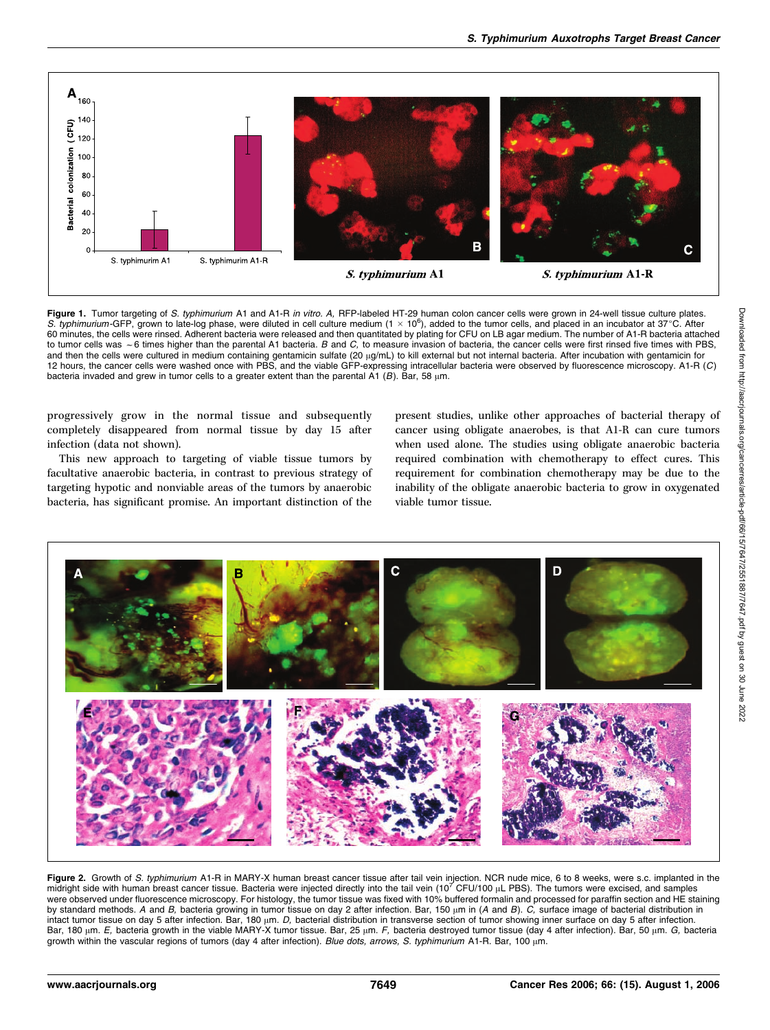**Figure 1.** Tumor targeting of *S. typhimurium* A1 and A1-R *in vitro*. *A,* RFP-labeled HT-29 human colon cancer cells were grown in 24-well tissue culture plates. *S. typhimurium*-GFP, grown to late-log phase, were diluted in cell culture medium ($1 \times 10^6$), added to the tumor cells, and placed in an incubator at 37°C. After 60 minutes, the cells were rinsed. Adherent bacteria were released and then quantitated by plating for CFU on LB agar medium. The number of A1-R bacteria attached to tumor cells was ~6 times higher than the parental A1 bacteria. *B* and *C,* to measure invasion of bacteria, the cancer cells were first rinsed five times with PBS, and then the cells were cultured in medium containing gentamicin sulfate (20 μg/mL) to kill external but not internal bacteria. After incubation with gentamicin for 12 hours, the cancer cells were washed once with PBS, and the viable GFP-expressing intracellular bacteria were observed by fluorescence microscopy. A1-R (*C*) bacteria invaded and grew in tumor cells to a greater extent than the parental A1 (*B*). Bar, 58 μm.

progressively grow in the normal tissue and subsequently completely disappeared from normal tissue by day 15 after infection (data not shown).

This new approach to targeting of viable tissue tumors by facultative anaerobic bacteria, in contrast to previous strategy of targeting hypotic and nonviable areas of the tumors by anaerobic bacteria, has significant promise. An important distinction of the present studies, unlike other approaches of bacterial therapy of cancer using obligate anaerobes, is that A1-R can cure tumors when used alone. The studies using obligate anaerobic bacteria required combination with chemotherapy to effect cures. This requirement for combination chemotherapy may be due to the inability of the obligate anaerobic bacteria to grow in oxygenated viable tumor tissue.

**Figure 2.** Growth of *S. typhimurium* A1-R in MARY-X human breast cancer tissue after tail vein injection. NCR nude mice, 6 to 8 weeks, were s.c. implanted in the midright side with human breast cancer tissue. Bacteria were injected directly into the tail vein ($10^7$ CFU/100 μL PBS). The tumors were excised, and samples were observed under fluorescence microscopy. For histology, the tumor tissue was fixed with 10% buffered formalin and processed for paraffin section and HE staining by standard methods. *A* and *B,* bacteria growing in tumor tissue on day 2 after infection. Bar, 150 μm in (*A* and *B*). *C,* surface image of bacterial distribution in intact tumor tissue on day 5 after infection. Bar, 180 μm. *D,* bacterial distribution in transverse section of tumor showing inner surface on day 5 after infection. Bar, 180 μm. *E,* bacteria growth in the viable MARY-X tumor tissue. Bar, 25 μm. *F,* bacteria destroyed tumor tissue (day 4 after infection). Bar, 50 μm. *G,* bacteria growth within the vascular regions of tumors (day 4 after infection). *Blue dots, arrows, S. typhimurium* A1-R. Bar, 100 μm.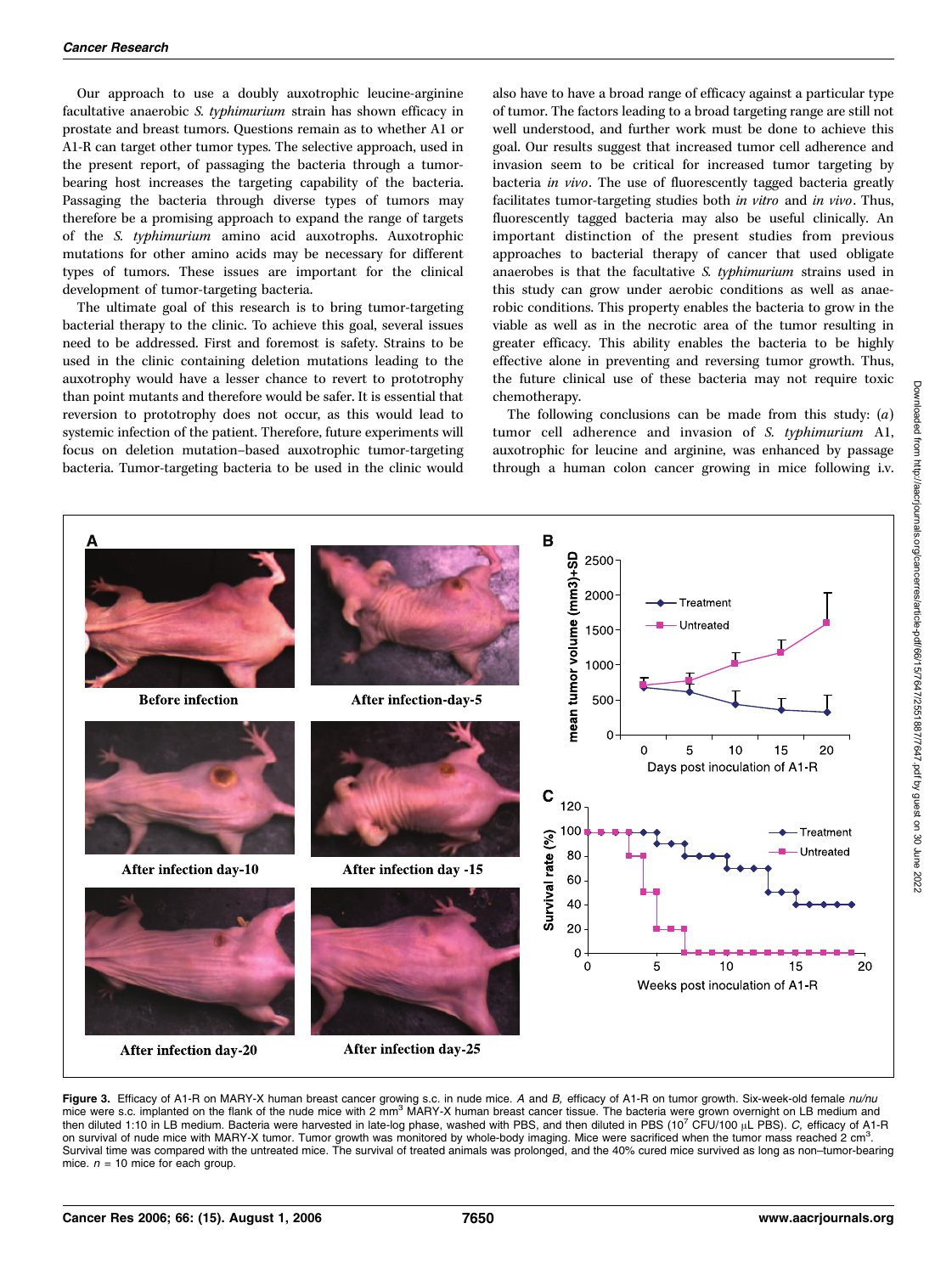Our approach to use a doubly auxotrophic leucine-arginine facultative anaerobic *S. typhimurium* strain has shown efficacy in prostate and breast tumors. Questions remain as to whether A1 or A1-R can target other tumor types. The selective approach, used in the present report, of passaging the bacteria through a tumor-bearing host increases the targeting capability of the bacteria. Passaging the bacteria through diverse types of tumors may therefore be a promising approach to expand the range of targets of the *S. typhimurium* amino acid auxotrophs. Auxotrophic mutations for other amino acids may be necessary for different types of tumors. These issues are important for the clinical development of tumor-targeting bacteria.

The ultimate goal of this research is to bring tumor-targeting bacterial therapy to the clinic. To achieve this goal, several issues need to be addressed. First and foremost is safety. Strains to be used in the clinic containing deletion mutations leading to the auxotrophy would have a lesser chance to revert to prototrophy than point mutants and therefore would be safer. It is essential that reversion to prototrophy does not occur, as this would lead to systemic infection of the patient. Therefore, future experiments will focus on deletion mutation–based auxotrophic tumor-targeting bacteria. Tumor-targeting bacteria to be used in the clinic would also have to have a broad range of efficacy against a particular type of tumor. The factors leading to a broad targeting range are still not well understood, and further work must be done to achieve this goal. Our results suggest that increased tumor cell adherence and invasion seem to be critical for increased tumor targeting by bacteria *in vivo*. The use of fluorescently tagged bacteria greatly facilitates tumor-targeting studies both *in vitro* and *in vivo*. Thus, fluorescently tagged bacteria may also be useful clinically. An important distinction of the present studies from previous approaches to bacterial therapy of cancer that used obligate anaerobes is that the facultative *S. typhimurium* strains used in this study can grow under aerobic conditions as well as anaerobic conditions. This property enables the bacteria to grow in the viable as well as in the necrotic area of the tumor resulting in greater efficacy. This ability enables the bacteria to be highly effective alone in preventing and reversing tumor growth. Thus, the future clinical use of these bacteria may not require toxic chemotherapy.

The following conclusions can be made from this study: (*a*) tumor cell adherence and invasion of *S. typhimurium* A1, auxotrophic for leucine and arginine, was enhanced by passage through a human colon cancer growing in mice following i.v.

**Figure 3.** Efficacy of A1-R on MARY-X human breast cancer growing s.c. in nude mice. *A* and *B*, efficacy of A1-R on tumor growth. Six-week-old female *nu/nu* mice were s.c. implanted on the flank of the nude mice with 2 $mm^3$ MARY-X human breast cancer tissue. The bacteria were grown overnight on LB medium and then diluted 1:10 in LB medium. Bacteria were harvested in late-log phase, washed with PBS, and then diluted in PBS ($10^7$ CFU/100 μL PBS). *C*, efficacy of A1-R on survival of nude mice with MARY-X tumor. Tumor growth was monitored by whole-body imaging. Mice were sacrificed when the tumor mass reached 2 $cm^3$. Survival time was compared with the untreated mice. The survival of treated animals was prolonged, and the 40% cured mice survived as long as non–tumor-bearing mice. *n* = 10 mice for each group.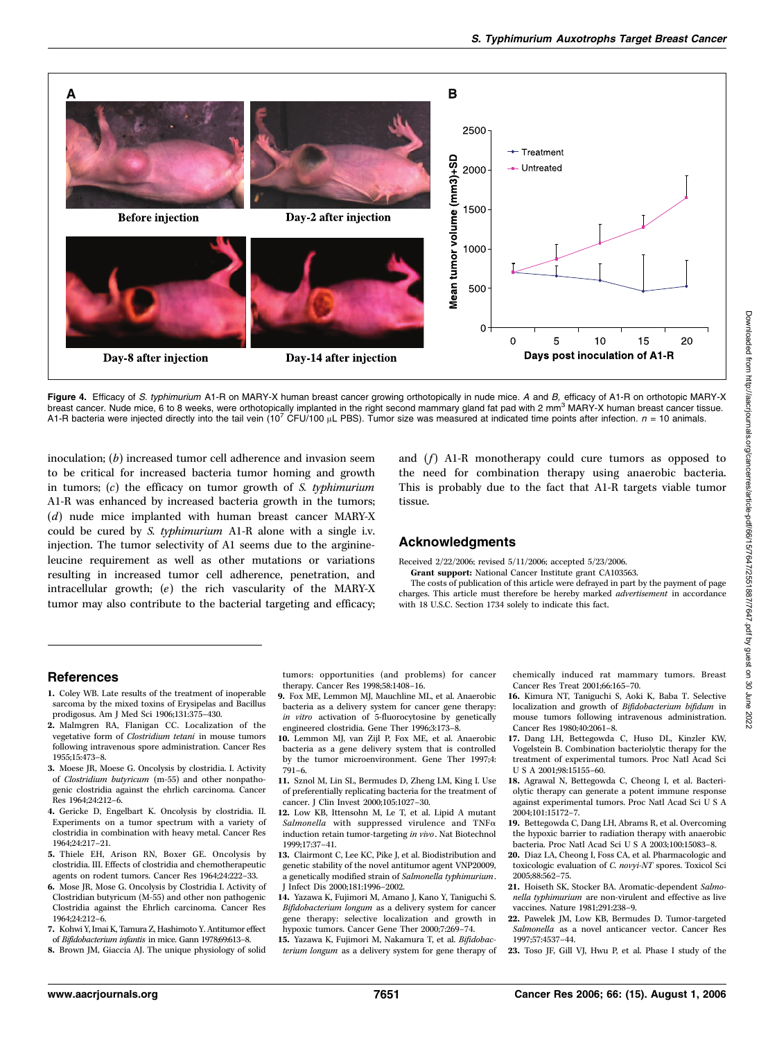**Figure 4.** Efficacy of *S. typhimurium* A1-R on MARY-X human breast cancer growing orthotopically in nude mice. *A* and *B,* efficacy of A1-R on orthotopic MARY-X breast cancer. Nude mice, 6 to 8 weeks, were orthotopically implanted in the right second mammary gland fat pad with 2 $mm^3$ MARY-X human breast cancer tissue. A1-R bacteria were injected directly into the tail vein ($10^7$ CFU/100 μL PBS). Tumor size was measured at indicated time points after infection. *n* = 10 animals.

inoculation; (*b*) increased tumor cell adherence and invasion seem to be critical for increased bacteria tumor homing and growth in tumors; (*c*) the efficacy on tumor growth of *S. typhimurium* A1-R was enhanced by increased bacteria growth in the tumors; (*d*) nude mice implanted with human breast cancer MARY-X could be cured by *S. typhimurium* A1-R alone with a single i.v. injection. The tumor selectivity of A1 seems due to the arginine-leucine requirement as well as other mutations or variations resulting in increased tumor cell adherence, penetration, and intracellular growth; (*e*) the rich vascularity of the MARY-X tumor may also contribute to the bacterial targeting and efficacy; and (*f*) A1-R monotherapy could cure tumors as opposed to the need for combination therapy using anaerobic bacteria. This is probably due to the fact that A1-R targets viable tumor tissue.

## Acknowledgments

Received 2/22/2006; revised 5/11/2006; accepted 5/23/2006.

**Grant support:** National Cancer Institute grant CA103563.

The costs of publication of this article were defrayed in part by the payment of page charges. This article must therefore be hereby marked *advertisement* in accordance with 18 U.S.C. Section 1734 solely to indicate this fact.

## References

1. Coley WB. Late results of the treatment of inoperable sarcoma by the mixed toxins of Erysipelas and Bacillus prodigosus. Am J Med Sci 1906;131:375–430.
2. Malmgren RA, Flanigan CC. Localization of the vegetative form of *Clostridium tetani* in mouse tumors following intravenous spore administration. Cancer Res 1955;15:473–8.
3. Moese JR, Moese G. Oncolysis by clostridia. I. Activity of *Clostridium butyricum* (m-55) and other nonpathogenic clostridia against the ehrlich carcinoma. Cancer Res 1964;24:212–6.
4. Gericke D, Engelbart K. Oncolysis by clostridia. II. Experiments on a tumor spectrum with a variety of clostridia in combination with heavy metal. Cancer Res 1964;24:217–21.
5. Thiele EH, Arison RN, Boxer GE. Oncolysis by clostridia. III. Effects of clostridia and chemotherapeutic agents on rodent tumors. Cancer Res 1964;24:222–33.
6. Mose JR, Mose G. Oncolysis by Clostridia I. Activity of Clostridian butyricum (M-55) and other non pathogenic Clostridia against the Ehrlich carcinoma. Cancer Res 1964;24:212–6.
7. Kohwi Y, Imai K, Tamura Z, Hashimoto Y. Antitumor effect of *Bifidobacterium infantis* in mice. Gann 1978;69:613–8.
8. Brown JM, Giaccia AJ. The unique physiology of solid tumors: opportunities (and problems) for cancer therapy. Cancer Res 1998;58:1408–16.
9. Fox ME, Lemmon MJ, Mauchline ML, et al. Anaerobic bacteria as a delivery system for cancer gene therapy: *in vitro* activation of 5-fluorocytosine by genetically engineered clostridia. Gene Ther 1996;3:173–8.
10. Lemmon MJ, van Zijl P, Fox ME, et al. Anaerobic bacteria as a gene delivery system that is controlled by the tumor microenvironment. Gene Ther 1997;4:791–6.
11. Sznol M, Lin SL, Bermudes D, Zheng LM, King I. Use of preferentially replicating bacteria for the treatment of cancer. J Clin Invest 2000;105:1027–30.
12. Low KB, Ittensohn M, Le T, et al. Lipid A mutant *Salmonella* with suppressed virulence and TNFα induction retain tumor-targeting *in vivo*. Nat Biotechnol 1999;17:37–41.
13. Clairmont C, Lee KC, Pike J, et al. Biodistribution and genetic stability of the novel antitumor agent VNP20009, a genetically modified strain of *Salmonella typhimurium*. J Infect Dis 2000;181:1996–2002.
14. Yazawa K, Fujimori M, Amano J, Kano Y, Taniguchi S. *Bifidobacterium longum* as a delivery system for cancer gene therapy: selective localization and growth in hypoxic tumors. Cancer Gene Ther 2000;7:269–74.
15. Yazawa K, Fujimori M, Nakamura T, et al. *Bifidobacterium longum* as a delivery system for gene therapy of chemically induced rat mammary tumors. Breast Cancer Res Treat 2001;66:165–70.
16. Kimura NT, Taniguchi S, Aoki K, Baba T. Selective localization and growth of *Bifidobacterium bifidum* in mouse tumors following intravenous administration. Cancer Res 1980;40:2061–8.
17. Dang LH, Bettegowda C, Huso DL, Kinzler KW, Vogelstein B. Combination bacteriolytic therapy for the treatment of experimental tumors. Proc Natl Acad Sci U S A 2001;98:15155–60.
18. Agrawal N, Bettegowda C, Cheong I, et al. Bacteriolytic therapy can generate a potent immune response against experimental tumors. Proc Natl Acad Sci U S A 2004;101:15172–7.
19. Bettegowda C, Dang LH, Abrams R, et al. Overcoming the hypoxic barrier to radiation therapy with anaerobic bacteria. Proc Natl Acad Sci U S A 2003;100:15083–8.
20. Diaz LA, Cheong I, Foss CA, et al. Pharmacologic and toxicologic evaluation of *C. novyi-NT* spores. Toxicol Sci 2005;88:562–75.
21. Hoiseth SK, Stocker BA. Aromatic-dependent *Salmonella typhimurium* are non-virulent and effective as live vaccines. Nature 1981;291:238–9.
22. Pawelek JM, Low KB, Bermudes D. Tumor-targeted *Salmonella* as a novel anticancer vector. Cancer Res 1997;57:4537–44.
23. Toso JF, Gill VJ, Hwu P, et al. Phase I study of the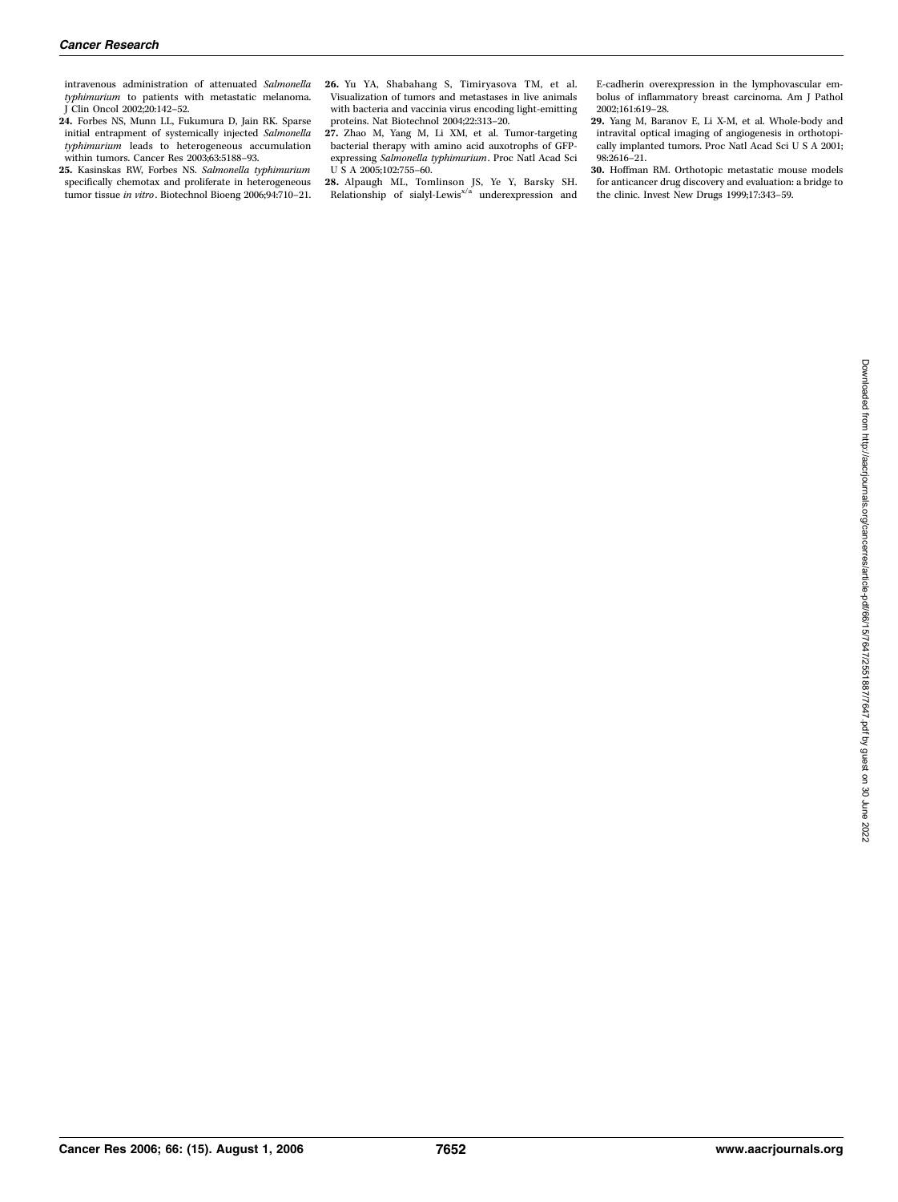intravenous administration of attenuated *Salmonella typhimurium* to patients with metastatic melanoma. J Clin Oncol 2002;20:142–52.

**24.** Forbes NS, Munn LL, Fukumura D, Jain RK. Sparse initial entrapment of systemically injected *Salmonella typhimurium* leads to heterogeneous accumulation within tumors. Cancer Res 2003;63:5188–93.

**25.** Kasinskas RW, Forbes NS. *Salmonella typhimurium* specifically chemotax and proliferate in heterogeneous tumor tissue *in vitro*. Biotechnol Bioeng 2006;94:710–21.

**26.** Yu YA, Shabahang S, Timiryasova TM, et al. Visualization of tumors and metastases in live animals with bacteria and vaccinia virus encoding light-emitting proteins. Nat Biotechnol 2004;22:313–20.

**27.** Zhao M, Yang M, Li XM, et al. Tumor-targeting bacterial therapy with amino acid auxotrophs of GFP-expressing *Salmonella typhimurium*. Proc Natl Acad Sci U S A 2005;102:755–60.

**28.** Alpaugh ML, Tomlinson JS, Ye Y, Barsky SH. Relationship of sialyl-Lewis$^{x/a}$ underexpression and E-cadherin overexpression in the lymphovascular embolus of inflammatory breast carcinoma. Am J Pathol 2002;161:619–28.

**29.** Yang M, Baranov E, Li X-M, et al. Whole-body and intravital optical imaging of angiogenesis in orthotopically implanted tumors. Proc Natl Acad Sci U S A 2001; 98:2616–21.

**30.** Hoffman RM. Orthotopic metastatic mouse models for anticancer drug discovery and evaluation: a bridge to the clinic. Invest New Drugs 1999;17:343–59.